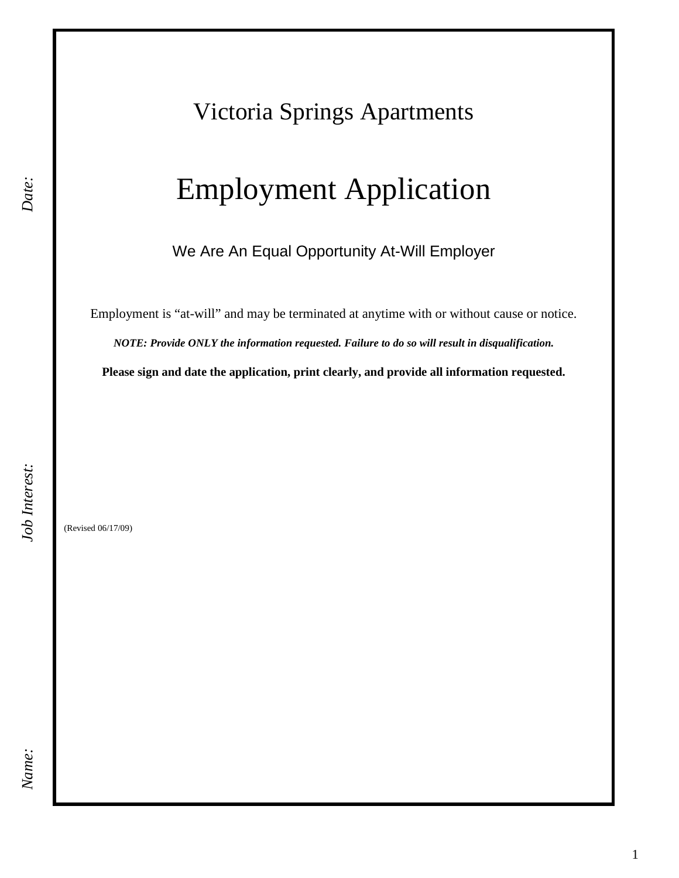*Date:*

*Job Interest:*

*Name:*

# Victoria Springs Apartments

# Employment Application

We Are An Equal Opportunity At-Will Employer

Employment is “at-will” and may be terminated at anytime with or without cause or notice.

***NOTE: Provide ONLY the information requested. Failure to do so will result in disqualification.***

**Please sign and date the application, print clearly, and provide all information requested.**

(Revised 06/17/09)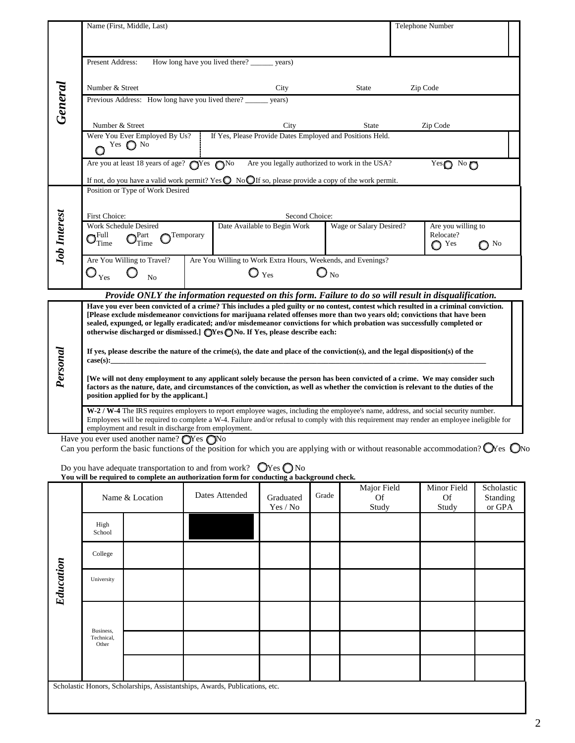## General

| Name (First, Middle, Last) | Telephone Number |
|---|---|
| | |

Present Address: How long have you lived there? ______ years)

| Number & Street | City | State | Zip Code |
|---|---|---|---|

Previous Address: How long have you lived there? ______ years)

| Number & Street | City | State | Zip Code |
|---|---|---|---|

| Were You Ever Employed By Us? ◯ Yes ◯ No | If Yes, Please Provide Dates Employed and Positions Held. |
|---|---|

Are you at least 18 years of age? ◯ Yes ◯ No Are you legally authorized to work in the USA? Yes ◯ No ◯

If not, do you have a valid work permit? Yes ◯ No ◯ If so, please provide a copy of the work permit.

## Job Interest

Position or Type of Work Desired

First Choice: Second Choice:

| Work Schedule Desired | Date Available to Begin Work | Wage or Salary Desired? | Are you willing to Relocate? |
|---|---|---|---|
| ◯ Full Time ◯ Part Time ◯ Temporary | | | ◯ Yes ◯ No |

| Are You Willing to Travel? | Are You Willing to Work Extra Hours, Weekends, and Evenings? |
|---|---|
| ◯ Yes ◯ No | ◯ Yes ◯ No |

***Provide ONLY the information requested on this form. Failure to do so will result in disqualification.***

## Personal

**Have you ever been convicted of a crime? This includes a pled guilty or no contest, contest which resulted in a criminal conviction. [Please exclude misdemeanor convictions for marijuana related offenses more than two years old; convictions that have been sealed, expunged, or legally eradicated; and/or misdemeanor convictions for which probation was successfully completed or otherwise discharged or dismissed.] ◯ Yes ◯ No. If Yes, please describe each:**

**If yes, please describe the nature of the crime(s), the date and place of the conviction(s), and the legal disposition(s) of the case(s):____________________________________________________________**

**[We will not deny employment to any applicant solely because the person has been convicted of a crime. We may consider such factors as the nature, date, and circumstances of the conviction, as well as whether the conviction is relevant to the duties of the position applied for by the applicant.]**

**W-2 / W-4** The IRS requires employers to report employee wages, including the employee's name, address, and social security number. Employees will be required to complete a W-4. Failure and/or refusal to comply with this requirement may render an employee ineligible for employment and result in discharge from employment.

Have you ever used another name? ◯ Yes ◯ No

Can you perform the basic functions of the position for which you are applying with or without reasonable accommodation? ◯ Yes ◯ No

Do you have adequate transportation to and from work? ◯ Yes ◯ No

**You will be required to complete an authorization form for conducting a background check.**

## Education

| | Name & Location | Dates Attended | Graduated Yes / No | Grade | Major Field Of Study | Minor Field Of Study | Scholastic Standing or GPA |
|---|---|---|---|---|---|---|---|
| High School | | | | | | | |
| College | | | | | | | |
| University | | | | | | | |
| Business, Technical, Other | | | | | | | |
| | | | | | | | |
| | | | | | | | |

Scholastic Honors, Scholarships, Assistantships, Awards, Publications, etc.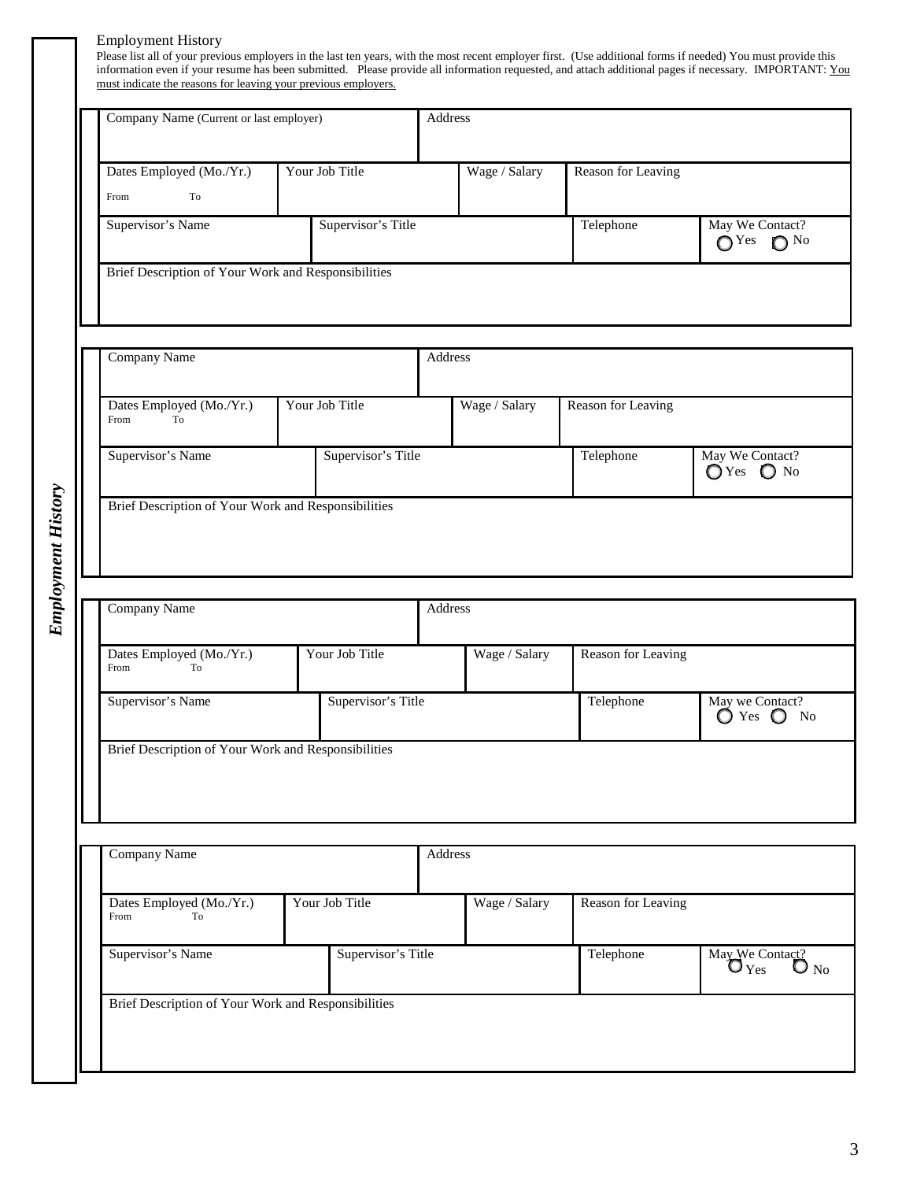## Employment History

Please list all of your previous employers in the last ten years, with the most recent employer first. (Use additional forms if needed) You must provide this information even if your resume has been submitted. Please provide all information requested, and attach additional pages if necessary. IMPORTANT: <u>You must indicate the reasons for leaving your previous employers.</u>

| Company Name (Current or last employer) | | Address | | | |
|---|---|---|---|---|---|
| Dates Employed (Mo./Yr.) From To | Your Job Title | | Wage / Salary | Reason for Leaving | |
| Supervisor's Name | Supervisor's Title | | | Telephone | May We Contact? ◯ Yes ◯ No |
| Brief Description of Your Work and Responsibilities | | | | | |

| Company Name | | Address | | | |
|---|---|---|---|---|---|
| Dates Employed (Mo./Yr.) From To | Your Job Title | | Wage / Salary | Reason for Leaving | |
| Supervisor's Name | Supervisor's Title | | | Telephone | May We Contact? ◯ Yes ◯ No |
| Brief Description of Your Work and Responsibilities | | | | | |

| Company Name | | Address | | | |
|---|---|---|---|---|---|
| Dates Employed (Mo./Yr.) From To | Your Job Title | | Wage / Salary | Reason for Leaving | |
| Supervisor's Name | Supervisor's Title | | | Telephone | May we Contact? ◯ Yes ◯ No |
| Brief Description of Your Work and Responsibilities | | | | | |

| Company Name | | Address | | | |
|---|---|---|---|---|---|
| Dates Employed (Mo./Yr.) From To | Your Job Title | | Wage / Salary | Reason for Leaving | |
| Supervisor's Name | Supervisor's Title | | | Telephone | May We Contact? ◯ Yes ◯ No |
| Brief Description of Your Work and Responsibilities | | | | | |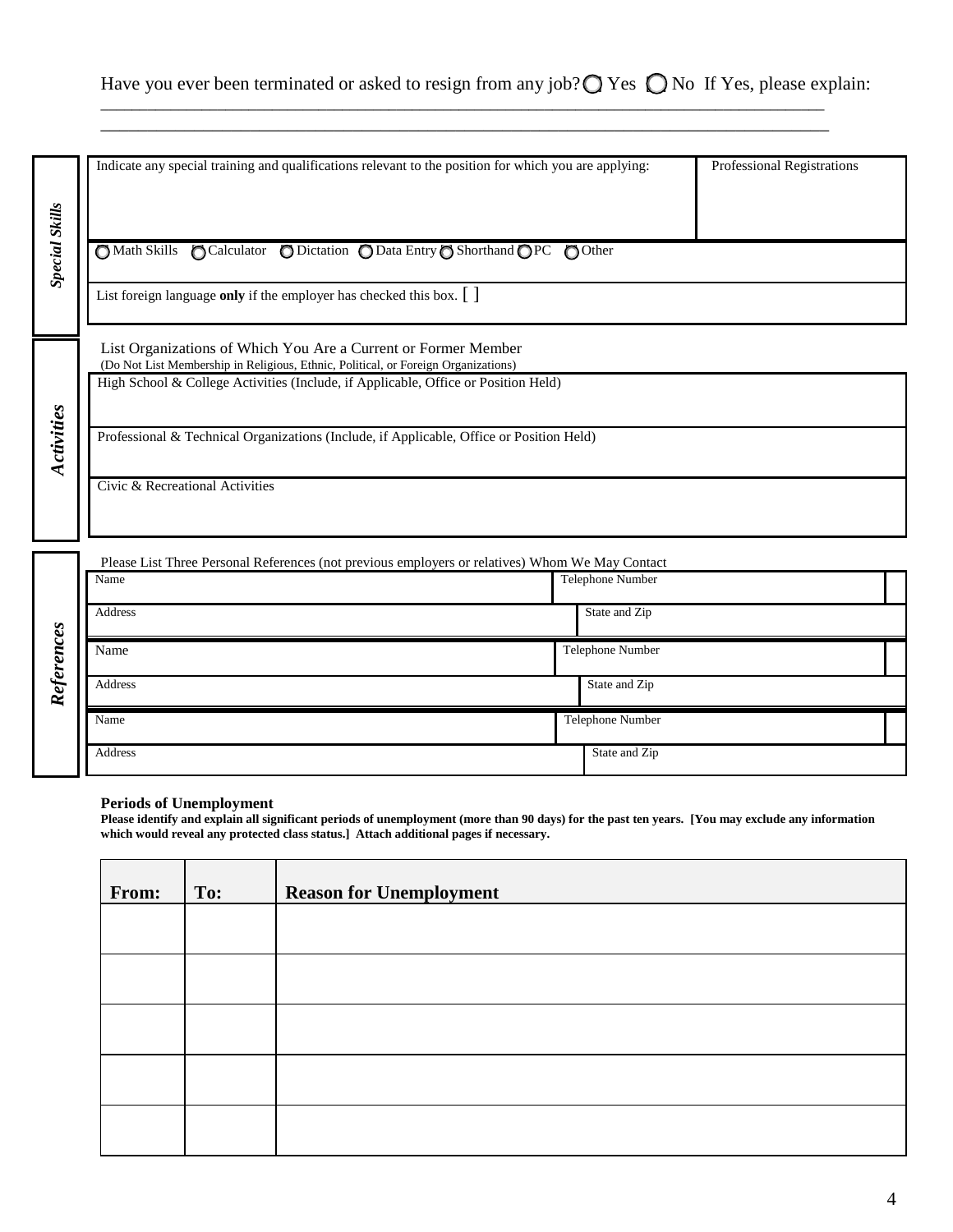Have you ever been terminated or asked to resign from any job? ○ Yes ○ No If Yes, please explain:

_______________________________________________________________________________________

_______________________________________________________________________________________

## *Special Skills*

| Indicate any special training and qualifications relevant to the position for which you are applying: | Professional Registrations |
|---|---|
| | |

○ Math Skills ○ Calculator ○ Dictation ○ Data Entry ○ Shorthand ○ PC ○ Other

List foreign language **only** if the employer has checked this box. [ ]

## *Activities*

List Organizations of Which You Are a Current or Former Member
(Do Not List Membership in Religious, Ethnic, Political, or Foreign Organizations)

| High School & College Activities (Include, if Applicable, Office or Position Held) |
|---|
| |
| Professional & Technical Organizations (Include, if Applicable, Office or Position Held) |
| |
| Civic & Recreational Activities |
| |

## *References*

Please List Three Personal References (not previous employers or relatives) Whom We May Contact

| Name | Telephone Number |
|---|---|
| Address | State and Zip |
| Name | Telephone Number |
| Address | State and Zip |
| Name | Telephone Number |
| Address | State and Zip |

**Periods of Unemployment**

**Please identify and explain all significant periods of unemployment (more than 90 days) for the past ten years. [You may exclude any information which would reveal any protected class status.] Attach additional pages if necessary.**

| From: | To: | Reason for Unemployment |
|---|---|---|
| | | |
| | | |
| | | |
| | | |
| | | |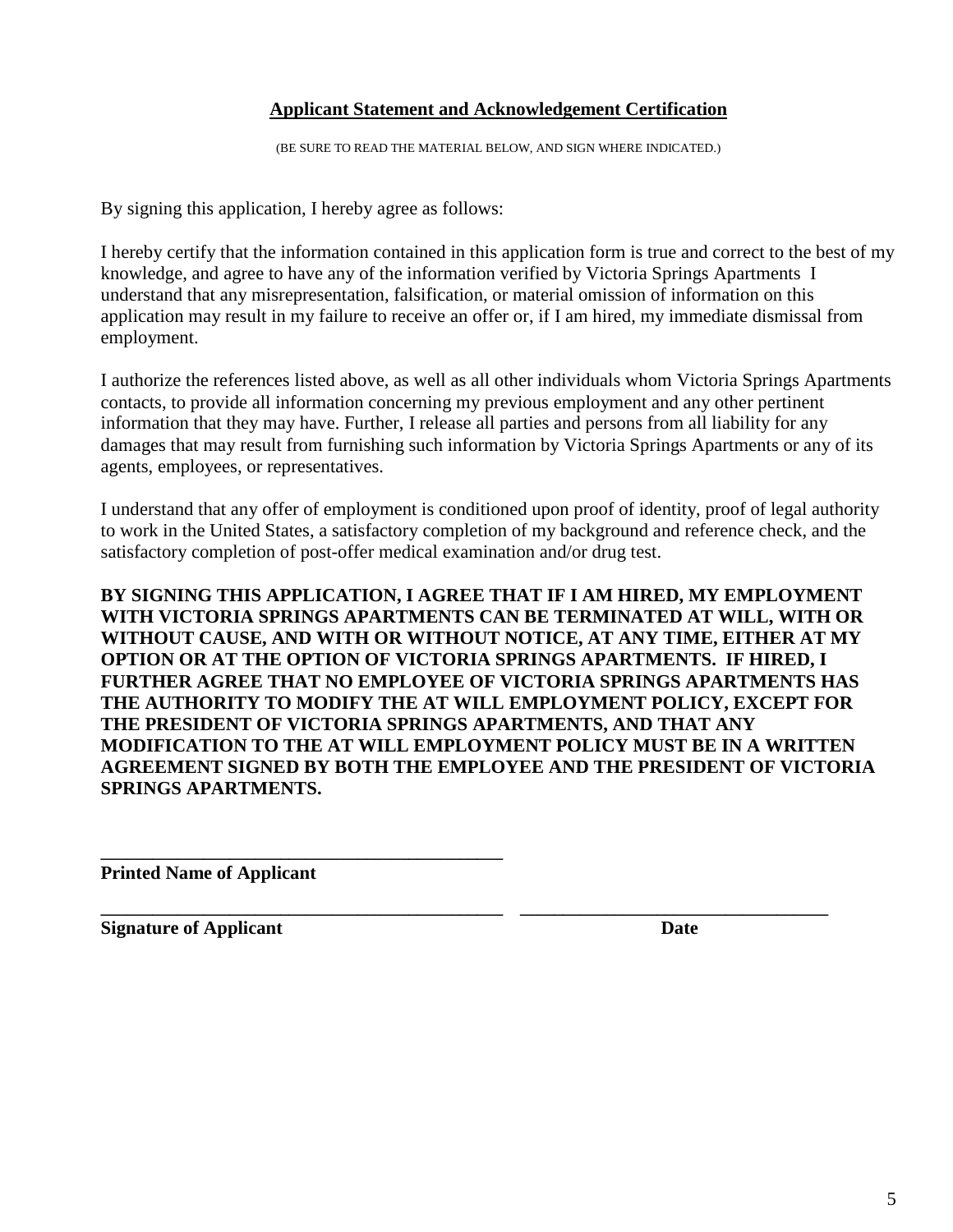## Applicant Statement and Acknowledgement Certification

(BE SURE TO READ THE MATERIAL BELOW, AND SIGN WHERE INDICATED.)

By signing this application, I hereby agree as follows:

I hereby certify that the information contained in this application form is true and correct to the best of my knowledge, and agree to have any of the information verified by Victoria Springs Apartments  I understand that any misrepresentation, falsification, or material omission of information on this application may result in my failure to receive an offer or, if I am hired, my immediate dismissal from employment.

I authorize the references listed above, as well as all other individuals whom Victoria Springs Apartments contacts, to provide all information concerning my previous employment and any other pertinent information that they may have. Further, I release all parties and persons from all liability for any damages that may result from furnishing such information by Victoria Springs Apartments or any of its agents, employees, or representatives.

I understand that any offer of employment is conditioned upon proof of identity, proof of legal authority to work in the United States, a satisfactory completion of my background and reference check, and the satisfactory completion of post-offer medical examination and/or drug test.

**BY SIGNING THIS APPLICATION, I AGREE THAT IF I AM HIRED, MY EMPLOYMENT WITH VICTORIA SPRINGS APARTMENTS CAN BE TERMINATED AT WILL, WITH OR WITHOUT CAUSE, AND WITH OR WITHOUT NOTICE, AT ANY TIME, EITHER AT MY OPTION OR AT THE OPTION OF VICTORIA SPRINGS APARTMENTS.  IF HIRED, I FURTHER AGREE THAT NO EMPLOYEE OF VICTORIA SPRINGS APARTMENTS HAS THE AUTHORITY TO MODIFY THE AT WILL EMPLOYMENT POLICY, EXCEPT FOR THE PRESIDENT OF VICTORIA SPRINGS APARTMENTS, AND THAT ANY MODIFICATION TO THE AT WILL EMPLOYMENT POLICY MUST BE IN A WRITTEN AGREEMENT SIGNED BY BOTH THE EMPLOYEE AND THE PRESIDENT OF VICTORIA SPRINGS APARTMENTS.**

\_\_\_\_\_\_\_\_\_\_\_\_\_\_\_\_\_\_\_\_\_\_\_\_\_\_\_\_\_\_\_\_\_\_\_\_\_\_\_\_\_\_\_\_

**Printed Name of Applicant**

\_\_\_\_\_\_\_\_\_\_\_\_\_\_\_\_\_\_\_\_\_\_\_\_\_\_\_\_\_\_\_\_\_\_\_\_\_\_\_\_\_\_\_\_    \_\_\_\_\_\_\_\_\_\_\_\_\_\_\_\_\_\_\_\_\_\_\_\_\_\_\_\_\_\_\_\_\_\_

**Signature of Applicant**                                                    **Date**